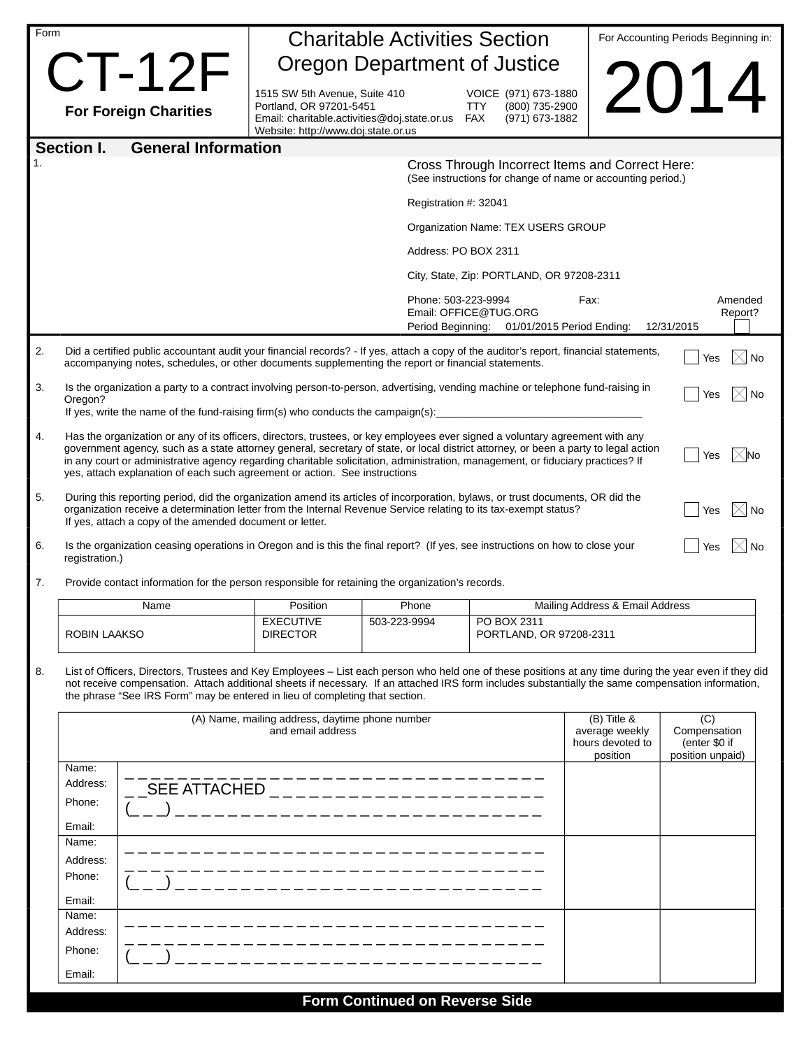Form

# CT-12F

**For Foreign Charities**

## Charitable Activities Section
## Oregon Department of Justice

1515 SW 5th Avenue, Suite 410
Portland, OR 97201-5451
Email: charitable.activities@doj.state.or.us
Website: http://www.doj.state.or.us

VOICE (971) 673-1880
TTY (800) 735-2900
FAX (971) 673-1882

For Accounting Periods Beginning in:

# 2014

## Section I. General Information

1.

Cross Through Incorrect Items and Correct Here:
(See instructions for change of name or accounting period.)

Registration #: 32041

Organization Name: TEX USERS GROUP

Address: PO BOX 2311

City, State, Zip: PORTLAND, OR 97208-2311

Phone: 503-223-9994 Fax:
Email: OFFICE@TUG.ORG
Period Beginning: 01/01/2015 Period Ending: 12/31/2015

Amended Report? ☐

2. Did a certified public accountant audit your financial records? - If yes, attach a copy of the auditor's report, financial statements, accompanying notes, schedules, or other documents supplementing the report or financial statements. ☐ Yes ☒ No

3. Is the organization a party to a contract involving person-to-person, advertising, vending machine or telephone fund-raising in Oregon? ☐ Yes ☒ No
If yes, write the name of the fund-raising firm(s) who conducts the campaign(s):____________________

4. Has the organization or any of its officers, directors, trustees, or key employees ever signed a voluntary agreement with any government agency, such as a state attorney general, secretary of state, or local district attorney, or been a party to legal action in any court or administrative agency regarding charitable solicitation, administration, management, or fiduciary practices? If yes, attach explanation of each such agreement or action. See instructions ☐ Yes ☒ No

5. During this reporting period, did the organization amend its articles of incorporation, bylaws, or trust documents, OR did the organization receive a determination letter from the Internal Revenue Service relating to its tax-exempt status? If yes, attach a copy of the amended document or letter. ☐ Yes ☒ No

6. Is the organization ceasing operations in Oregon and is this the final report? (If yes, see instructions on how to close your registration.) ☐ Yes ☒ No

7. Provide contact information for the person responsible for retaining the organization's records.

| Name | Position | Phone | Mailing Address & Email Address |
|---|---|---|---|
| ROBIN LAAKSO | EXECUTIVE DIRECTOR | 503-223-9994 | PO BOX 2311<br>PORTLAND, OR 97208-2311 |

8. List of Officers, Directors, Trustees and Key Employees – List each person who held one of these positions at any time during the year even if they did not receive compensation. Attach additional sheets if necessary. If an attached IRS form includes substantially the same compensation information, the phrase "See IRS Form" may be entered in lieu of completing that section.

| (A) Name, mailing address, daytime phone number and email address | | (B) Title & average weekly hours devoted to position | (C) Compensation (enter $0 if position unpaid) |
|---|---|---|---|
| Name:<br>Address:<br>Phone:<br>Email: | SEE ATTACHED | | |
| Name:<br>Address:<br>Phone:<br>Email: | | | |
| Name:<br>Address:<br>Phone:<br>Email: | | | |

**Form Continued on Reverse Side**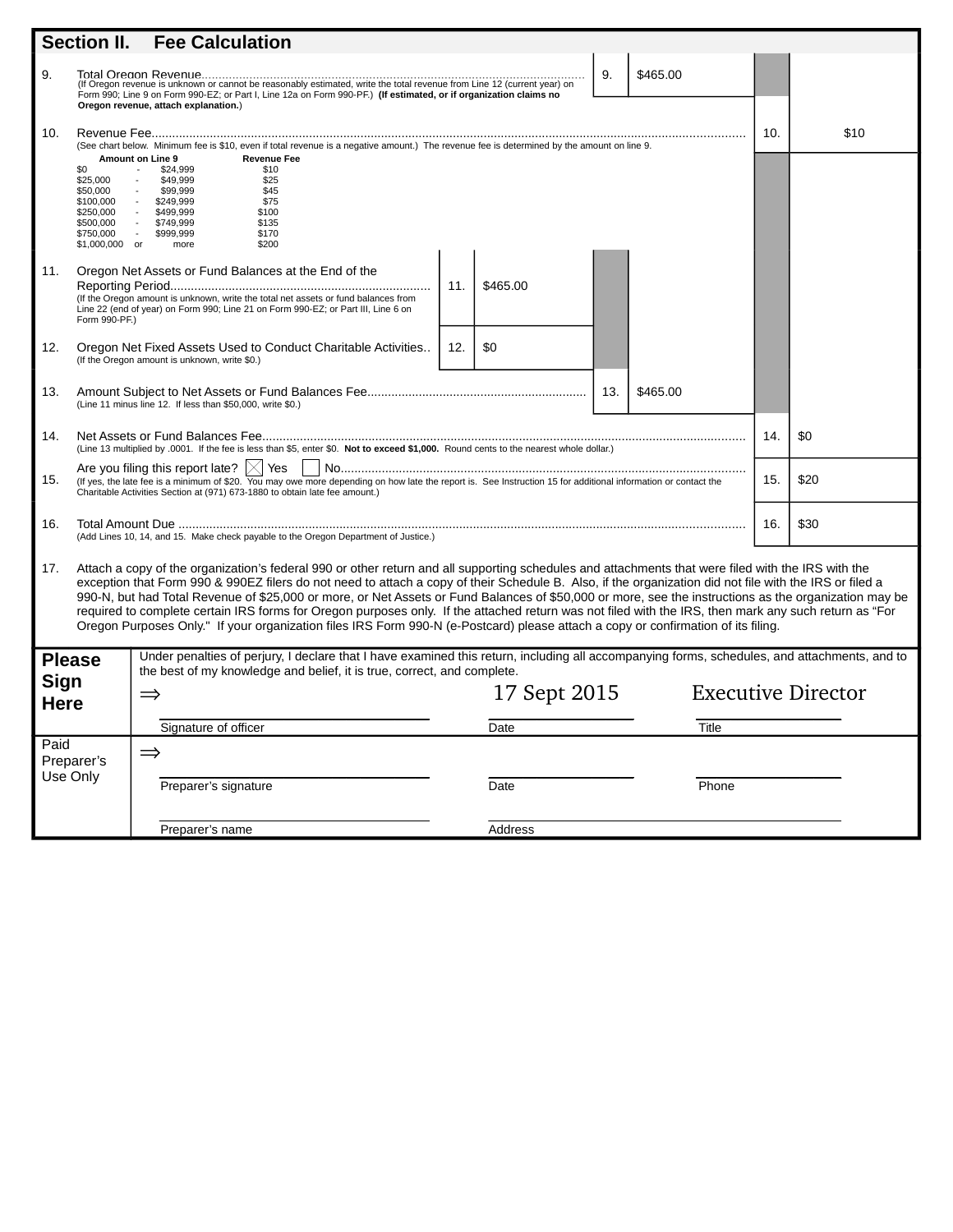## Section II. Fee Calculation

9. Total Oregon Revenue.............................................................................................................. 9. $465.00
(If Oregon revenue is unknown or cannot be reasonably estimated, write the total revenue from Line 12 (current year) on Form 990; Line 9 on Form 990-EZ; or Part I, Line 12a on Form 990-PF.) **(If estimated, or if organization claims no Oregon revenue, attach explanation.)**

10. Revenue Fee......................................................................................................................................................................... 10. $10
(See chart below. Minimum fee is $10, even if total revenue is a negative amount.) The revenue fee is determined by the amount on line 9.

| Amount on Line 9 | | | Revenue Fee |
|---|---|---|---|
| $0 | - | $24,999 | $10 |
| $25,000 | - | $49,999 | $25 |
| $50,000 | - | $99,999 | $45 |
| $100,000 | - | $249,999 | $75 |
| $250,000 | - | $499,999 | $100 |
| $500,000 | - | $749,999 | $135 |
| $750,000 | - | $999,999 | $170 |
| $1,000,000 | or | more | $200 |

11. Oregon Net Assets or Fund Balances at the End of the Reporting Period........................................................................... 11. $465.00
(If the Oregon amount is unknown, write the total net assets or fund balances from Line 22 (end of year) on Form 990; Line 21 on Form 990-EZ; or Part III, Line 6 on Form 990-PF.)

12. Oregon Net Fixed Assets Used to Conduct Charitable Activities.. 12. $0
(If the Oregon amount is unknown, write $0.)

13. Amount Subject to Net Assets or Fund Balances Fee............................................................... 13. $465.00
(Line 11 minus line 12. If less than $50,000, write $0.)

14. Net Assets or Fund Balances Fee.......................................................................................................................................... 14. $0
(Line 13 multiplied by .0001. If the fee is less than $5, enter $0. **Not to exceed $1,000.** Round cents to the nearest whole dollar.)

15. Are you filing this report late? ☒ Yes ☐ No................................................................................................................... 15. $20
(If yes, the late fee is a minimum of $20. You may owe more depending on how late the report is. See Instruction 15 for additional information or contact the Charitable Activities Section at (971) 673-1880 to obtain late fee amount.)

16. Total Amount Due ................................................................................................................................................................. 16. $30
(Add Lines 10, 14, and 15. Make check payable to the Oregon Department of Justice.)

17. Attach a copy of the organization's federal 990 or other return and all supporting schedules and attachments that were filed with the IRS with the exception that Form 990 & 990EZ filers do not need to attach a copy of their Schedule B. Also, if the organization did not file with the IRS or filed a 990-N, but had Total Revenue of $25,000 or more, or Net Assets or Fund Balances of $50,000 or more, see the instructions as the organization may be required to complete certain IRS forms for Oregon purposes only. If the attached return was not filed with the IRS, then mark any such return as "For Oregon Purposes Only." If your organization files IRS Form 990-N (e-Postcard) please attach a copy or confirmation of its filing.

**Please Sign Here**

Under penalties of perjury, I declare that I have examined this return, including all accompanying forms, schedules, and attachments, and to the best of my knowledge and belief, it is true, correct, and complete.

⇒ ______________________ 17 Sept 2015 Executive Director

Signature of officer | Date | Title

**Paid Preparer's Use Only**

⇒

Preparer's signature | Date | Phone

Preparer's name | Address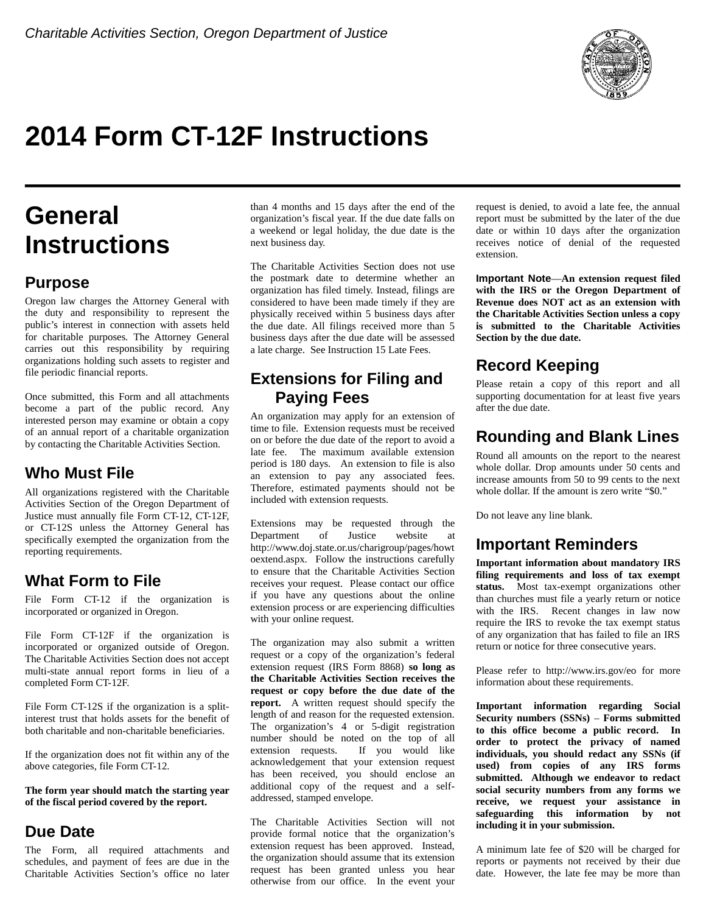*Charitable Activities Section, Oregon Department of Justice*

# 2014 Form CT-12F Instructions

## General Instructions

### Purpose

Oregon law charges the Attorney General with the duty and responsibility to represent the public's interest in connection with assets held for charitable purposes. The Attorney General carries out this responsibility by requiring organizations holding such assets to register and file periodic financial reports.

Once submitted, this Form and all attachments become a part of the public record. Any interested person may examine or obtain a copy of an annual report of a charitable organization by contacting the Charitable Activities Section.

### Who Must File

All organizations registered with the Charitable Activities Section of the Oregon Department of Justice must annually file Form CT-12, CT-12F, or CT-12S unless the Attorney General has specifically exempted the organization from the reporting requirements.

### What Form to File

File Form CT-12 if the organization is incorporated or organized in Oregon.

File Form CT-12F if the organization is incorporated or organized outside of Oregon. The Charitable Activities Section does not accept multi-state annual report forms in lieu of a completed Form CT-12F.

File Form CT-12S if the organization is a split-interest trust that holds assets for the benefit of both charitable and non-charitable beneficiaries.

If the organization does not fit within any of the above categories, file Form CT-12.

**The form year should match the starting year of the fiscal period covered by the report.**

### Due Date

The Form, all required attachments and schedules, and payment of fees are due in the Charitable Activities Section's office no later than 4 months and 15 days after the end of the organization's fiscal year. If the due date falls on a weekend or legal holiday, the due date is the next business day.

The Charitable Activities Section does not use the postmark date to determine whether an organization has filed timely. Instead, filings are considered to have been made timely if they are physically received within 5 business days after the due date. All filings received more than 5 business days after the due date will be assessed a late charge. See Instruction 15 Late Fees.

### Extensions for Filing and Paying Fees

An organization may apply for an extension of time to file. Extension requests must be received on or before the due date of the report to avoid a late fee. The maximum available extension period is 180 days. An extension to file is also an extension to pay any associated fees. Therefore, estimated payments should not be included with extension requests.

Extensions may be requested through the Department of Justice website at http://www.doj.state.or.us/charigroup/pages/howtoextend.aspx. Follow the instructions carefully to ensure that the Charitable Activities Section receives your request. Please contact our office if you have any questions about the online extension process or are experiencing difficulties with your online request.

The organization may also submit a written request or a copy of the organization's federal extension request (IRS Form 8868) **so long as the Charitable Activities Section receives the request or copy before the due date of the report.** A written request should specify the length of and reason for the requested extension. The organization's 4 or 5-digit registration number should be noted on the top of all extension requests. If you would like acknowledgement that your extension request has been received, you should enclose an additional copy of the request and a self-addressed, stamped envelope.

The Charitable Activities Section will not provide formal notice that the organization's extension request has been approved. Instead, the organization should assume that its extension request has been granted unless you hear otherwise from our office. In the event your request is denied, to avoid a late fee, the annual report must be submitted by the later of the due date or within 10 days after the organization receives notice of denial of the requested extension.

**Important Note—An extension request filed with the IRS or the Oregon Department of Revenue does NOT act as an extension with the Charitable Activities Section unless a copy is submitted to the Charitable Activities Section by the due date.**

### Record Keeping

Please retain a copy of this report and all supporting documentation for at least five years after the due date.

### Rounding and Blank Lines

Round all amounts on the report to the nearest whole dollar. Drop amounts under 50 cents and increase amounts from 50 to 99 cents to the next whole dollar. If the amount is zero write "$0."

Do not leave any line blank.

### Important Reminders

**Important information about mandatory IRS filing requirements and loss of tax exempt status.** Most tax-exempt organizations other than churches must file a yearly return or notice with the IRS. Recent changes in law now require the IRS to revoke the tax exempt status of any organization that has failed to file an IRS return or notice for three consecutive years.

Please refer to http://www.irs.gov/eo for more information about these requirements.

**Important information regarding Social Security numbers (SSNs) – Forms submitted to this office become a public record. In order to protect the privacy of named individuals, you should redact any SSNs (if used) from copies of any IRS forms submitted. Although we endeavor to redact social security numbers from any forms we receive, we request your assistance in safeguarding this information by not including it in your submission.**

A minimum late fee of $20 will be charged for reports or payments not received by their due date. However, the late fee may be more than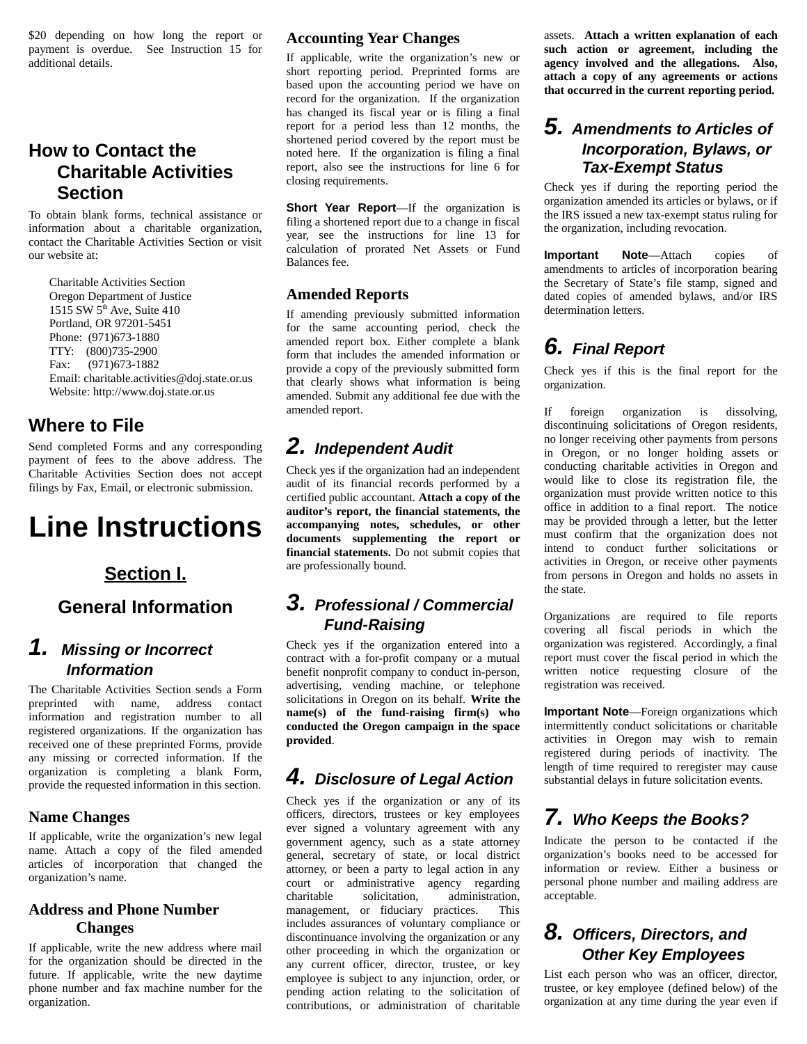$20 depending on how long the report or payment is overdue. See Instruction 15 for additional details.

## How to Contact the Charitable Activities Section

To obtain blank forms, technical assistance or information about a charitable organization, contact the Charitable Activities Section or visit our website at:

Charitable Activities Section
Oregon Department of Justice
1515 SW 5th Ave, Suite 410
Portland, OR 97201-5451
Phone: (971)673-1880
TTY: (800)735-2900
Fax: (971)673-1882
Email: charitable.activities@doj.state.or.us
Website: http://www.doj.state.or.us

## Where to File

Send completed Forms and any corresponding payment of fees to the above address. The Charitable Activities Section does not accept filings by Fax, Email, or electronic submission.

# Line Instructions

## Section I.

## General Information

### 1. *Missing or Incorrect Information*

The Charitable Activities Section sends a Form preprinted with name, address contact information and registration number to all registered organizations. If the organization has received one of these preprinted Forms, provide any missing or corrected information. If the organization is completing a blank Form, provide the requested information in this section.

#### Name Changes

If applicable, write the organization's new legal name. Attach a copy of the filed amended articles of incorporation that changed the organization's name.

#### Address and Phone Number Changes

If applicable, write the new address where mail for the organization should be directed in the future. If applicable, write the new daytime phone number and fax machine number for the organization.

#### Accounting Year Changes

If applicable, write the organization's new or short reporting period. Preprinted forms are based upon the accounting period we have on record for the organization. If the organization has changed its fiscal year or is filing a final report for a period less than 12 months, the shortened period covered by the report must be noted here. If the organization is filing a final report, also see the instructions for line 6 for closing requirements.

**Short Year Report**—If the organization is filing a shortened report due to a change in fiscal year, see the instructions for line 13 for calculation of prorated Net Assets or Fund Balances fee.

#### Amended Reports

If amending previously submitted information for the same accounting period, check the amended report box. Either complete a blank form that includes the amended information or provide a copy of the previously submitted form that clearly shows what information is being amended. Submit any additional fee due with the amended report.

### 2. *Independent Audit*

Check yes if the organization had an independent audit of its financial records performed by a certified public accountant. **Attach a copy of the auditor's report, the financial statements, the accompanying notes, schedules, or other documents supplementing the report or financial statements.** Do not submit copies that are professionally bound.

### 3. *Professional / Commercial Fund-Raising*

Check yes if the organization entered into a contract with a for-profit company or a mutual benefit nonprofit company to conduct in-person, advertising, vending machine, or telephone solicitations in Oregon on its behalf. **Write the name(s) of the fund-raising firm(s) who conducted the Oregon campaign in the space provided**.

### 4. *Disclosure of Legal Action*

Check yes if the organization or any of its officers, directors, trustees or key employees ever signed a voluntary agreement with any government agency, such as a state attorney general, secretary of state, or local district attorney, or been a party to legal action in any court or administrative agency regarding charitable solicitation, administration, management, or fiduciary practices. This includes assurances of voluntary compliance or discontinuance involving the organization or any other proceeding in which the organization or any current officer, director, trustee, or key employee is subject to any injunction, order, or pending action relating to the solicitation of contributions, or administration of charitable assets. **Attach a written explanation of each such action or agreement, including the agency involved and the allegations. Also, attach a copy of any agreements or actions that occurred in the current reporting period.**

### 5. *Amendments to Articles of Incorporation, Bylaws, or Tax-Exempt Status*

Check yes if during the reporting period the organization amended its articles or bylaws, or if the IRS issued a new tax-exempt status ruling for the organization, including revocation.

**Important Note**—Attach copies of amendments to articles of incorporation bearing the Secretary of State's file stamp, signed and dated copies of amended bylaws, and/or IRS determination letters.

### 6. *Final Report*

Check yes if this is the final report for the organization.

If foreign organization is dissolving, discontinuing solicitations of Oregon residents, no longer receiving other payments from persons in Oregon, or no longer holding assets or conducting charitable activities in Oregon and would like to close its registration file, the organization must provide written notice to this office in addition to a final report. The notice may be provided through a letter, but the letter must confirm that the organization does not intend to conduct further solicitations or activities in Oregon, or receive other payments from persons in Oregon and holds no assets in the state.

Organizations are required to file reports covering all fiscal periods in which the organization was registered. Accordingly, a final report must cover the fiscal period in which the written notice requesting closure of the registration was received.

**Important Note**—Foreign organizations which intermittently conduct solicitations or charitable activities in Oregon may wish to remain registered during periods of inactivity. The length of time required to reregister may cause substantial delays in future solicitation events.

### 7. *Who Keeps the Books?*

Indicate the person to be contacted if the organization's books need to be accessed for information or review. Either a business or personal phone number and mailing address are acceptable.

### 8. *Officers, Directors, and Other Key Employees*

List each person who was an officer, director, trustee, or key employee (defined below) of the organization at any time during the year even if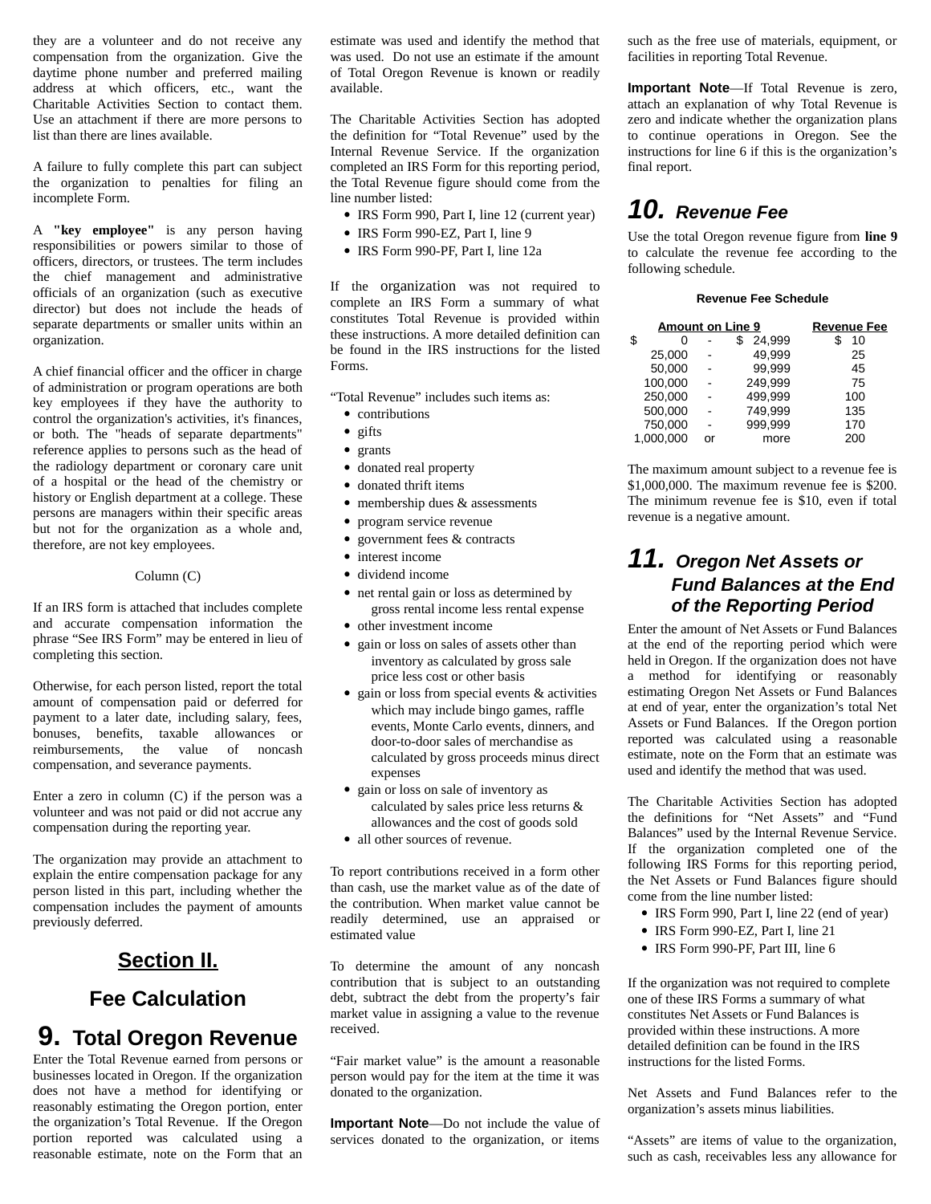they are a volunteer and do not receive any compensation from the organization. Give the daytime phone number and preferred mailing address at which officers, etc., want the Charitable Activities Section to contact them. Use an attachment if there are more persons to list than there are lines available.

A failure to fully complete this part can subject the organization to penalties for filing an incomplete Form.

A **"key employee"** is any person having responsibilities or powers similar to those of officers, directors, or trustees. The term includes the chief management and administrative officials of an organization (such as executive director) but does not include the heads of separate departments or smaller units within an organization.

A chief financial officer and the officer in charge of administration or program operations are both key employees if they have the authority to control the organization's activities, it's finances, or both. The "heads of separate departments" reference applies to persons such as the head of the radiology department or coronary care unit of a hospital or the head of the chemistry or history or English department at a college. These persons are managers within their specific areas but not for the organization as a whole and, therefore, are not key employees.

Column (C)

If an IRS form is attached that includes complete and accurate compensation information the phrase “See IRS Form” may be entered in lieu of completing this section.

Otherwise, for each person listed, report the total amount of compensation paid or deferred for payment to a later date, including salary, fees, bonuses, benefits, taxable allowances or reimbursements, the value of noncash compensation, and severance payments.

Enter a zero in column (C) if the person was a volunteer and was not paid or did not accrue any compensation during the reporting year.

The organization may provide an attachment to explain the entire compensation package for any person listed in this part, including whether the compensation includes the payment of amounts previously deferred.

# Section II.

# Fee Calculation

## 9. Total Oregon Revenue

Enter the Total Revenue earned from persons or businesses located in Oregon. If the organization does not have a method for identifying or reasonably estimating the Oregon portion, enter the organization’s Total Revenue. If the Oregon portion reported was calculated using a reasonable estimate, note on the Form that an estimate was used and identify the method that was used. Do not use an estimate if the amount of Total Oregon Revenue is known or readily available.

The Charitable Activities Section has adopted the definition for “Total Revenue” used by the Internal Revenue Service. If the organization completed an IRS Form for this reporting period, the Total Revenue figure should come from the line number listed:

- IRS Form 990, Part I, line 12 (current year)
- IRS Form 990-EZ, Part I, line 9
- IRS Form 990-PF, Part I, line 12a

If the organization was not required to complete an IRS Form a summary of what constitutes Total Revenue is provided within these instructions. A more detailed definition can be found in the IRS instructions for the listed Forms.

“Total Revenue” includes such items as:

- contributions
- gifts
- grants
- donated real property
- donated thrift items
- membership dues & assessments
- program service revenue
- government fees & contracts
- interest income
- dividend income
- net rental gain or loss as determined by gross rental income less rental expense
- other investment income
- gain or loss on sales of assets other than inventory as calculated by gross sale price less cost or other basis
- gain or loss from special events & activities which may include bingo games, raffle events, Monte Carlo events, dinners, and door-to-door sales of merchandise as calculated by gross proceeds minus direct expenses
- gain or loss on sale of inventory as calculated by sales price less returns & allowances and the cost of goods sold
- all other sources of revenue.

To report contributions received in a form other than cash, use the market value as of the date of the contribution. When market value cannot be readily determined, use an appraised or estimated value

To determine the amount of any noncash contribution that is subject to an outstanding debt, subtract the debt from the property’s fair market value in assigning a value to the revenue received.

“Fair market value” is the amount a reasonable person would pay for the item at the time it was donated to the organization.

**Important Note**—Do not include the value of services donated to the organization, or items such as the free use of materials, equipment, or facilities in reporting Total Revenue.

**Important Note**—If Total Revenue is zero, attach an explanation of why Total Revenue is zero and indicate whether the organization plans to continue operations in Oregon. See the instructions for line 6 if this is the organization’s final report.

## 10. Revenue Fee

Use the total Oregon revenue figure from **line 9** to calculate the revenue fee according to the following schedule.

**Revenue Fee Schedule**

| Amount on Line 9 | | | Revenue Fee |
|---|---|---|---|
| $ 0 | - | $ 24,999 | $ 10 |
| 25,000 | - | 49,999 | 25 |
| 50,000 | - | 99,999 | 45 |
| 100,000 | - | 249,999 | 75 |
| 250,000 | - | 499,999 | 100 |
| 500,000 | - | 749,999 | 135 |
| 750,000 | - | 999,999 | 170 |
| 1,000,000 | or | more | 200 |

The maximum amount subject to a revenue fee is $1,000,000. The maximum revenue fee is $200. The minimum revenue fee is $10, even if total revenue is a negative amount.

## 11. Oregon Net Assets or Fund Balances at the End of the Reporting Period

Enter the amount of Net Assets or Fund Balances at the end of the reporting period which were held in Oregon. If the organization does not have a method for identifying or reasonably estimating Oregon Net Assets or Fund Balances at end of year, enter the organization’s total Net Assets or Fund Balances. If the Oregon portion reported was calculated using a reasonable estimate, note on the Form that an estimate was used and identify the method that was used.

The Charitable Activities Section has adopted the definitions for “Net Assets” and “Fund Balances” used by the Internal Revenue Service. If the organization completed one of the following IRS Forms for this reporting period, the Net Assets or Fund Balances figure should come from the line number listed:

- IRS Form 990, Part I, line 22 (end of year)
- IRS Form 990-EZ, Part I, line 21
- IRS Form 990-PF, Part III, line 6

If the organization was not required to complete one of these IRS Forms a summary of what constitutes Net Assets or Fund Balances is provided within these instructions. A more detailed definition can be found in the IRS instructions for the listed Forms.

Net Assets and Fund Balances refer to the organization’s assets minus liabilities.

“Assets” are items of value to the organization, such as cash, receivables less any allowance for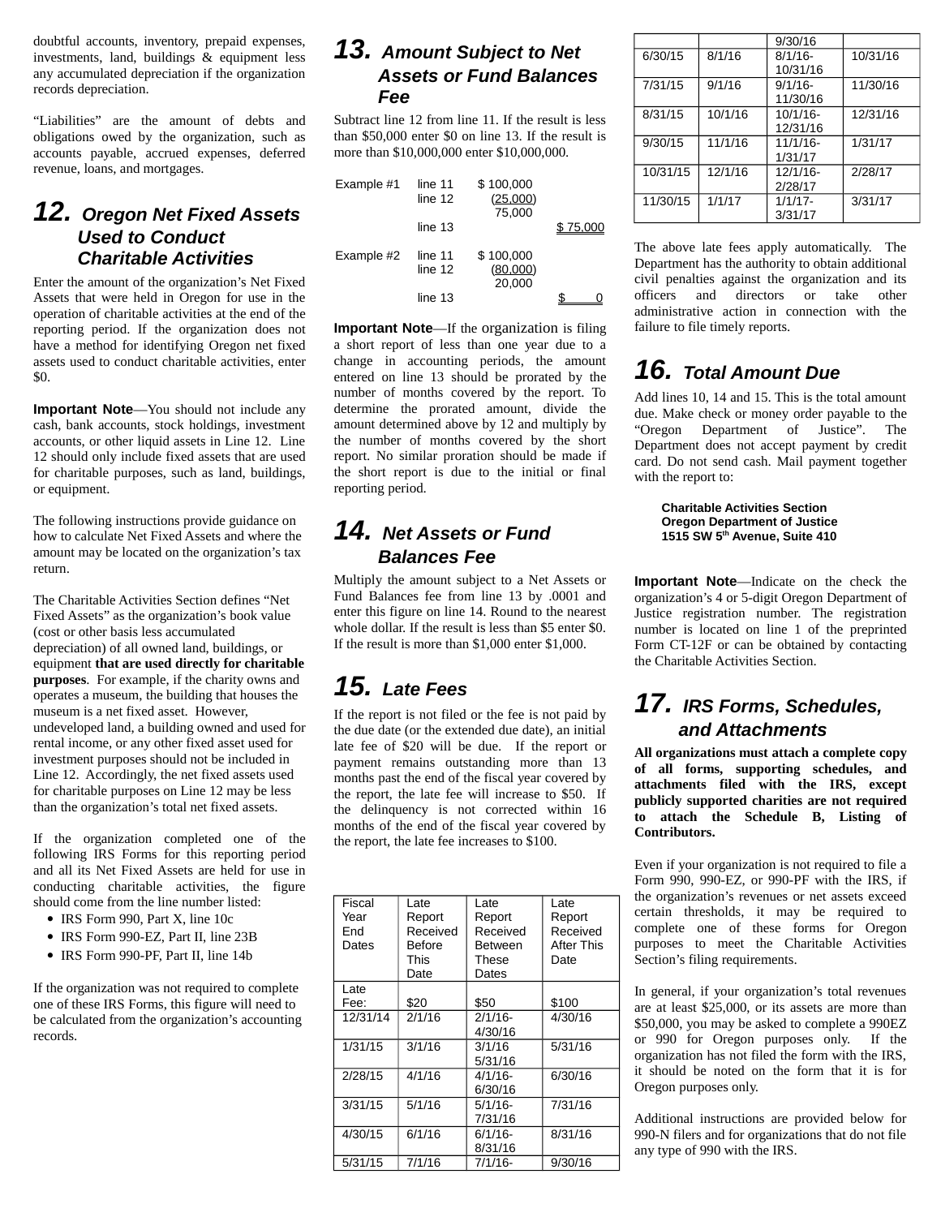doubtful accounts, inventory, prepaid expenses, investments, land, buildings & equipment less any accumulated depreciation if the organization records depreciation.

"Liabilities" are the amount of debts and obligations owed by the organization, such as accounts payable, accrued expenses, deferred revenue, loans, and mortgages.

## 12. Oregon Net Fixed Assets Used to Conduct Charitable Activities

Enter the amount of the organization's Net Fixed Assets that were held in Oregon for use in the operation of charitable activities at the end of the reporting period. If the organization does not have a method for identifying Oregon net fixed assets used to conduct charitable activities, enter $0.

**Important Note**—You should not include any cash, bank accounts, stock holdings, investment accounts, or other liquid assets in Line 12. Line 12 should only include fixed assets that are used for charitable purposes, such as land, buildings, or equipment.

The following instructions provide guidance on how to calculate Net Fixed Assets and where the amount may be located on the organization's tax return.

The Charitable Activities Section defines "Net Fixed Assets" as the organization's book value (cost or other basis less accumulated depreciation) of all owned land, buildings, or equipment **that are used directly for charitable purposes**. For example, if the charity owns and operates a museum, the building that houses the museum is a net fixed asset. However, undeveloped land, a building owned and used for rental income, or any other fixed asset used for investment purposes should not be included in Line 12. Accordingly, the net fixed assets used for charitable purposes on Line 12 may be less than the organization's total net fixed assets.

If the organization completed one of the following IRS Forms for this reporting period and all its Net Fixed Assets are held for use in conducting charitable activities, the figure should come from the line number listed:

- IRS Form 990, Part X, line 10c
- IRS Form 990-EZ, Part II, line 23B
- IRS Form 990-PF, Part II, line 14b

If the organization was not required to complete one of these IRS Forms, this figure will need to be calculated from the organization's accounting records.

## 13. Amount Subject to Net Assets or Fund Balances Fee

Subtract line 12 from line 11. If the result is less than $50,000 enter $0 on line 13. If the result is more than $10,000,000 enter $10,000,000.

| | | | |
|---|---|---|---|
| Example #1 | line 11 | $ 100,000 | |
| | line 12 | (25,000) | |
| | | 75,000 | |
| | line 13 | | $ 75,000 |
| Example #2 | line 11 | $ 100,000 | |
| | line 12 | (80,000) | |
| | | 20,000 | |
| | line 13 | | $ 0 |

**Important Note**—If the organization is filing a short report of less than one year due to a change in accounting periods, the amount entered on line 13 should be prorated by the number of months covered by the report. To determine the prorated amount, divide the amount determined above by 12 and multiply by the number of months covered by the short report. No similar proration should be made if the short report is due to the initial or final reporting period.

## 14. Net Assets or Fund Balances Fee

Multiply the amount subject to a Net Assets or Fund Balances fee from line 13 by .0001 and enter this figure on line 14. Round to the nearest whole dollar. If the result is less than $5 enter $0. If the result is more than $1,000 enter $1,000.

## 15. Late Fees

If the report is not filed or the fee is not paid by the due date (or the extended due date), an initial late fee of $20 will be due. If the report or payment remains outstanding more than 13 months past the end of the fiscal year covered by the report, the late fee will increase to $50. If the delinquency is not corrected within 16 months of the end of the fiscal year covered by the report, the late fee increases to $100.

| Fiscal Year End Dates | Late Report Received Before This Date | Late Report Received Between These Dates | Late Report Received After This Date |
|---|---|---|---|
| Late Fee: | $20 | $50 | $100 |
| 12/31/14 | 2/1/16 | 2/1/16-4/30/16 | 4/30/16 |
| 1/31/15 | 3/1/16 | 3/1/16 5/31/16 | 5/31/16 |
| 2/28/15 | 4/1/16 | 4/1/16-6/30/16 | 6/30/16 |
| 3/31/15 | 5/1/16 | 5/1/16-7/31/16 | 7/31/16 |
| 4/30/15 | 6/1/16 | 6/1/16-8/31/16 | 8/31/16 |
| 5/31/15 | 7/1/16 | 7/1/16-9/30/16 | 9/30/16 |
| 6/30/15 | 8/1/16 | 8/1/16-10/31/16 | 10/31/16 |
| 7/31/15 | 9/1/16 | 9/1/16-11/30/16 | 11/30/16 |
| 8/31/15 | 10/1/16 | 10/1/16-12/31/16 | 12/31/16 |
| 9/30/15 | 11/1/16 | 11/1/16-1/31/17 | 1/31/17 |
| 10/31/15 | 12/1/16 | 12/1/16-2/28/17 | 2/28/17 |
| 11/30/15 | 1/1/17 | 1/1/17-3/31/17 | 3/31/17 |

The above late fees apply automatically. The Department has the authority to obtain additional civil penalties against the organization and its officers and directors or take other administrative action in connection with the failure to file timely reports.

## 16. Total Amount Due

Add lines 10, 14 and 15. This is the total amount due. Make check or money order payable to the "Oregon Department of Justice". The Department does not accept payment by credit card. Do not send cash. Mail payment together with the report to:

**Charitable Activities Section**
**Oregon Department of Justice**
**1515 SW 5th Avenue, Suite 410**

**Important Note**—Indicate on the check the organization's 4 or 5-digit Oregon Department of Justice registration number. The registration number is located on line 1 of the preprinted Form CT-12F or can be obtained by contacting the Charitable Activities Section.

## 17. IRS Forms, Schedules, and Attachments

**All organizations must attach a complete copy of all forms, supporting schedules, and attachments filed with the IRS, except publicly supported charities are not required to attach the Schedule B, Listing of Contributors.**

Even if your organization is not required to file a Form 990, 990-EZ, or 990-PF with the IRS, if the organization's revenues or net assets exceed certain thresholds, it may be required to complete one of these forms for Oregon purposes to meet the Charitable Activities Section's filing requirements.

In general, if your organization's total revenues are at least $25,000, or its assets are more than $50,000, you may be asked to complete a 990EZ or 990 for Oregon purposes only. If the organization has not filed the form with the IRS, it should be noted on the form that it is for Oregon purposes only.

Additional instructions are provided below for 990-N filers and for organizations that do not file any type of 990 with the IRS.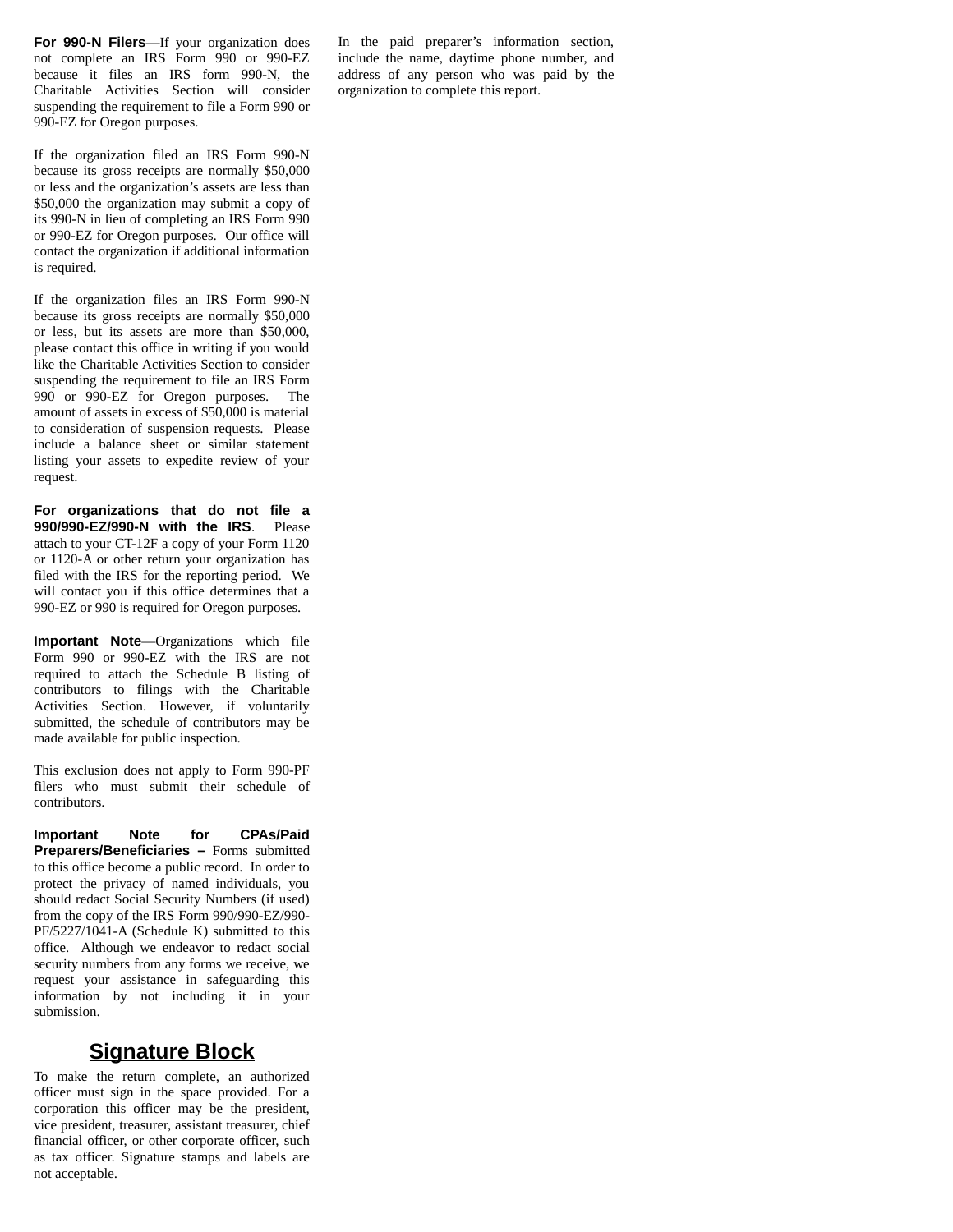**For 990-N Filers**—If your organization does not complete an IRS Form 990 or 990-EZ because it files an IRS form 990-N, the Charitable Activities Section will consider suspending the requirement to file a Form 990 or 990-EZ for Oregon purposes.

If the organization filed an IRS Form 990-N because its gross receipts are normally $50,000 or less and the organization's assets are less than $50,000 the organization may submit a copy of its 990-N in lieu of completing an IRS Form 990 or 990-EZ for Oregon purposes. Our office will contact the organization if additional information is required.

If the organization files an IRS Form 990-N because its gross receipts are normally $50,000 or less, but its assets are more than $50,000, please contact this office in writing if you would like the Charitable Activities Section to consider suspending the requirement to file an IRS Form 990 or 990-EZ for Oregon purposes. The amount of assets in excess of $50,000 is material to consideration of suspension requests. Please include a balance sheet or similar statement listing your assets to expedite review of your request.

**For organizations that do not file a 990/990-EZ/990-N with the IRS**. Please attach to your CT-12F a copy of your Form 1120 or 1120-A or other return your organization has filed with the IRS for the reporting period. We will contact you if this office determines that a 990-EZ or 990 is required for Oregon purposes.

**Important Note**—Organizations which file Form 990 or 990-EZ with the IRS are not required to attach the Schedule B listing of contributors to filings with the Charitable Activities Section. However, if voluntarily submitted, the schedule of contributors may be made available for public inspection.

This exclusion does not apply to Form 990-PF filers who must submit their schedule of contributors.

**Important Note for CPAs/Paid Preparers/Beneficiaries –** Forms submitted to this office become a public record. In order to protect the privacy of named individuals, you should redact Social Security Numbers (if used) from the copy of the IRS Form 990/990-EZ/990-PF/5227/1041-A (Schedule K) submitted to this office. Although we endeavor to redact social security numbers from any forms we receive, we request your assistance in safeguarding this information by not including it in your submission.

## Signature Block

To make the return complete, an authorized officer must sign in the space provided. For a corporation this officer may be the president, vice president, treasurer, assistant treasurer, chief financial officer, or other corporate officer, such as tax officer. Signature stamps and labels are not acceptable.

In the paid preparer's information section, include the name, daytime phone number, and address of any person who was paid by the organization to complete this report.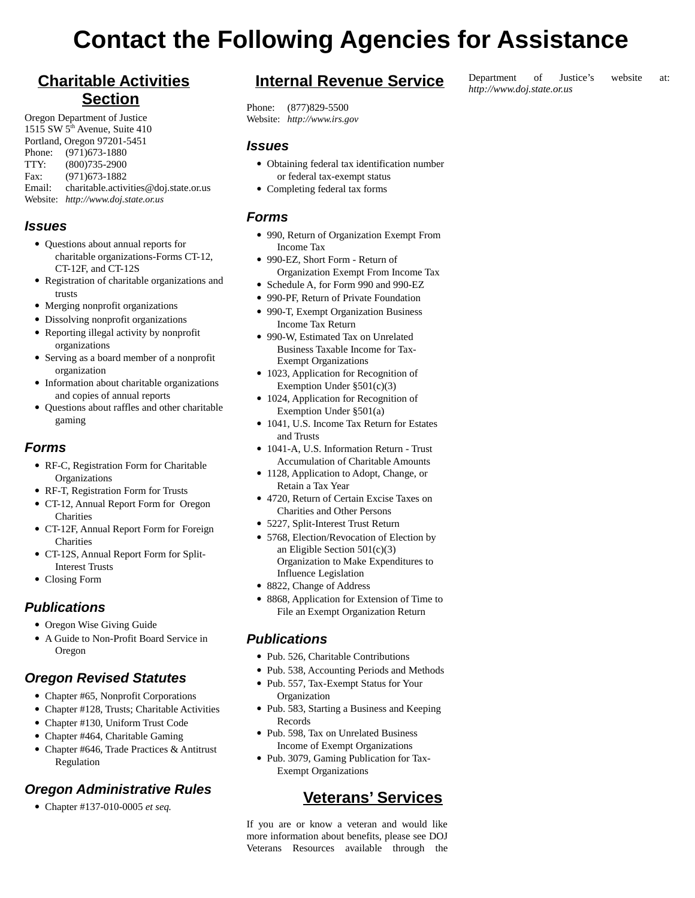# Contact the Following Agencies for Assistance

## Charitable Activities Section

Oregon Department of Justice
1515 SW 5th Avenue, Suite 410
Portland, Oregon 97201-5451
Phone: (971)673-1880
TTY: (800)735-2900
Fax: (971)673-1882
Email: charitable.activities@doj.state.or.us
Website: *http://www.doj.state.or.us*

### Issues

- Questions about annual reports for charitable organizations-Forms CT-12, CT-12F, and CT-12S
- Registration of charitable organizations and trusts
- Merging nonprofit organizations
- Dissolving nonprofit organizations
- Reporting illegal activity by nonprofit organizations
- Serving as a board member of a nonprofit organization
- Information about charitable organizations and copies of annual reports
- Questions about raffles and other charitable gaming

### Forms

- RF-C, Registration Form for Charitable Organizations
- RF-T, Registration Form for Trusts
- CT-12, Annual Report Form for Oregon Charities
- CT-12F, Annual Report Form for Foreign Charities
- CT-12S, Annual Report Form for Split-Interest Trusts
- Closing Form

### Publications

- Oregon Wise Giving Guide
- A Guide to Non-Profit Board Service in Oregon

### Oregon Revised Statutes

- Chapter #65, Nonprofit Corporations
- Chapter #128, Trusts; Charitable Activities
- Chapter #130, Uniform Trust Code
- Chapter #464, Charitable Gaming
- Chapter #646, Trade Practices & Antitrust Regulation

### Oregon Administrative Rules

- Chapter #137-010-0005 *et seq.*

## Internal Revenue Service

Phone: (877)829-5500
Website: *http://www.irs.gov*

### Issues

- Obtaining federal tax identification number or federal tax-exempt status
- Completing federal tax forms

### Forms

- 990, Return of Organization Exempt From Income Tax
- 990-EZ, Short Form - Return of Organization Exempt From Income Tax
- Schedule A, for Form 990 and 990-EZ
- 990-PF, Return of Private Foundation
- 990-T, Exempt Organization Business Income Tax Return
- 990-W, Estimated Tax on Unrelated Business Taxable Income for Tax-Exempt Organizations
- 1023, Application for Recognition of Exemption Under §501(c)(3)
- 1024, Application for Recognition of Exemption Under §501(a)
- 1041, U.S. Income Tax Return for Estates and Trusts
- 1041-A, U.S. Information Return - Trust Accumulation of Charitable Amounts
- 1128, Application to Adopt, Change, or Retain a Tax Year
- 4720, Return of Certain Excise Taxes on Charities and Other Persons
- 5227, Split-Interest Trust Return
- 5768, Election/Revocation of Election by an Eligible Section 501(c)(3) Organization to Make Expenditures to Influence Legislation
- 8822, Change of Address
- 8868, Application for Extension of Time to File an Exempt Organization Return

### Publications

- Pub. 526, Charitable Contributions
- Pub. 538, Accounting Periods and Methods
- Pub. 557, Tax-Exempt Status for Your Organization
- Pub. 583, Starting a Business and Keeping Records
- Pub. 598, Tax on Unrelated Business Income of Exempt Organizations
- Pub. 3079, Gaming Publication for Tax-Exempt Organizations

## Veterans' Services

If you are or know a veteran and would like more information about benefits, please see DOJ Veterans Resources available through the Department of Justice's website at: *http://www.doj.state.or.us*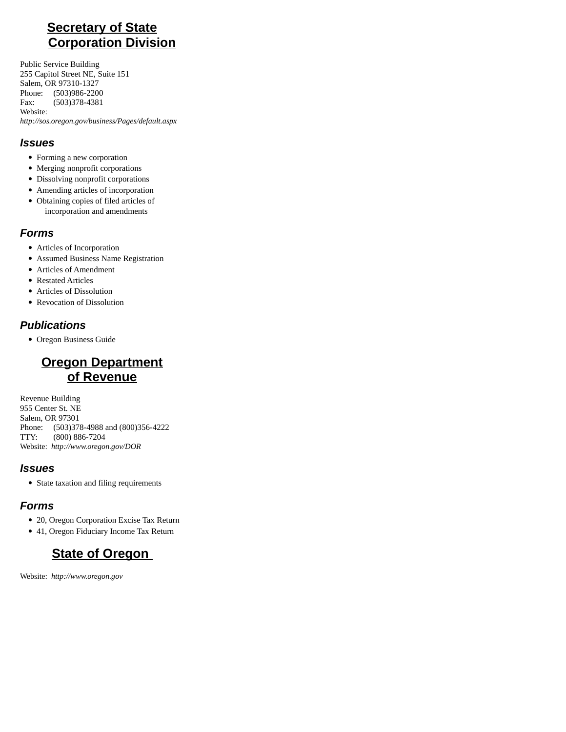## Secretary of State Corporation Division

Public Service Building
255 Capitol Street NE, Suite 151
Salem, OR 97310-1327
Phone: (503)986-2200
Fax: (503)378-4381
Website:
*http://sos.oregon.gov/business/Pages/default.aspx*

### *Issues*

- Forming a new corporation
- Merging nonprofit corporations
- Dissolving nonprofit corporations
- Amending articles of incorporation
- Obtaining copies of filed articles of incorporation and amendments

### *Forms*

- Articles of Incorporation
- Assumed Business Name Registration
- Articles of Amendment
- Restated Articles
- Articles of Dissolution
- Revocation of Dissolution

### *Publications*

- Oregon Business Guide

## Oregon Department of Revenue

Revenue Building
955 Center St. NE
Salem, OR 97301
Phone: (503)378-4988 and (800)356-4222
TTY: (800) 886-7204
Website: *http://www.oregon.gov/DOR*

### *Issues*

- State taxation and filing requirements

### *Forms*

- 20, Oregon Corporation Excise Tax Return
- 41, Oregon Fiduciary Income Tax Return

## State of Oregon

Website: *http://www.oregon.gov*